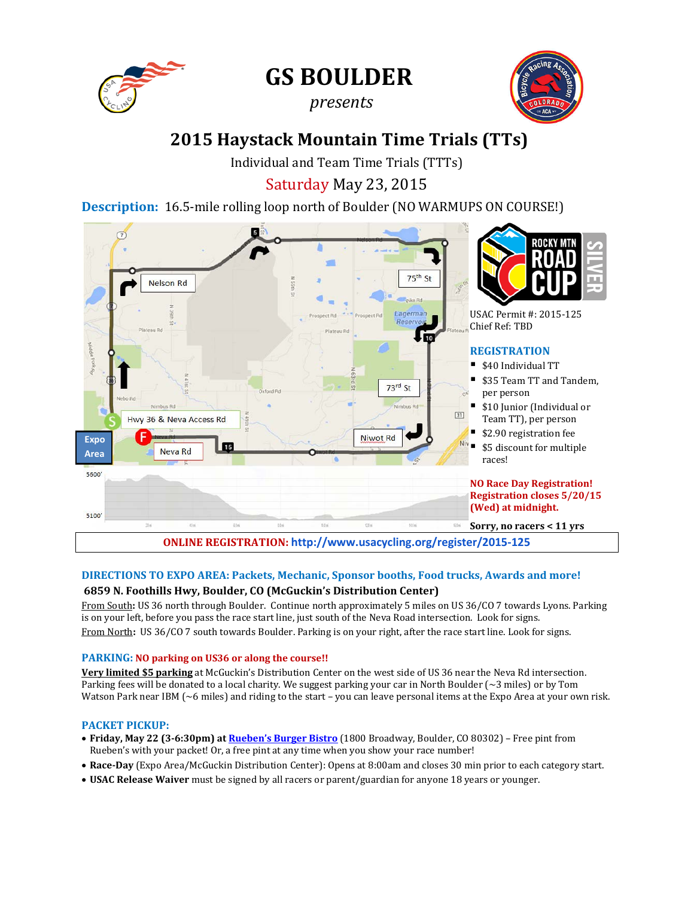# GS BOULDER

*presents*

## 2015 Haystack Mountain Time Trials (TTs)

Individual and Team Time Trials (TTTs)

Saturday May 23, 2015

**Description:** 16.5-mile rolling loop north of Boulder (NO WARMUPS ON COURSE!)

USAC Permit #: 2015-125
Chief Ref: TBD

### REGISTRATION

- $40 Individual TT
- $35 Team TT and Tandem, per person
- $10 Junior (Individual or Team TT), per person
- $2.90 registration fee
- $5 discount for multiple races!

**NO Race Day Registration! Registration closes 5/20/15 (Wed) at midnight.**

**Sorry, no racers < 11 yrs**

**ONLINE REGISTRATION: http://www.usacycling.org/register/2015-125**

### DIRECTIONS TO EXPO AREA: Packets, Mechanic, Sponsor booths, Food trucks, Awards and more!

**6859 N. Foothills Hwy, Boulder, CO (McGuckin's Distribution Center)**

From South**:** US 36 north through Boulder. Continue north approximately 5 miles on US 36/CO 7 towards Lyons. Parking is on your left, before you pass the race start line, just south of the Neva Road intersection. Look for signs.

From North**:** US 36/CO 7 south towards Boulder. Parking is on your right, after the race start line. Look for signs.

### PARKING: NO parking on US36 or along the course!!

**Very limited $5 parking** at McGuckin's Distribution Center on the west side of US 36 near the Neva Rd intersection. Parking fees will be donated to a local charity. We suggest parking your car in North Boulder (~3 miles) or by Tom Watson Park near IBM (~6 miles) and riding to the start – you can leave personal items at the Expo Area at your own risk.

### PACKET PICKUP:

- **Friday, May 22 (3-6:30pm) at Rueben's Burger Bistro** (1800 Broadway, Boulder, CO 80302) – Free pint from Rueben's with your packet! Or, a free pint at any time when you show your race number!
- **Race-Day** (Expo Area/McGuckin Distribution Center): Opens at 8:00am and closes 30 min prior to each category start.
- **USAC Release Waiver** must be signed by all racers or parent/guardian for anyone 18 years or younger.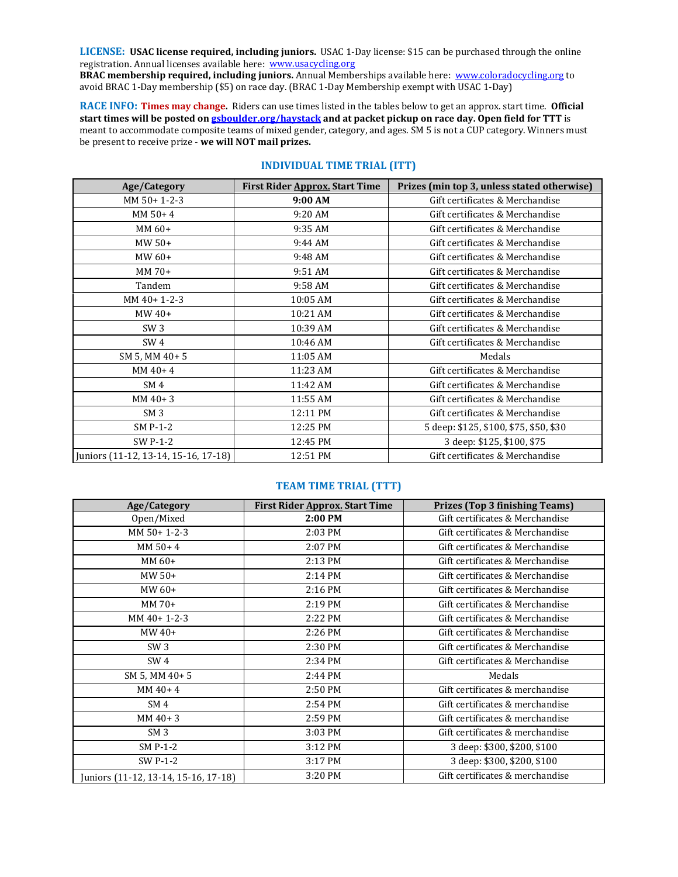**LICENSE: USAC license required, including juniors.** USAC 1-Day license: $15 can be purchased through the online registration. Annual licenses available here: [www.usacycling.org](www.usacycling.org)
**BRAC membership required, including juniors.** Annual Memberships available here: [www.coloradocycling.org](www.coloradocycling.org) to avoid BRAC 1-Day membership ($5) on race day. (BRAC 1-Day Membership exempt with USAC 1-Day)

**RACE INFO: Times may change.** Riders can use times listed in the tables below to get an approx. start time. **Official start times will be posted on [gsboulder.org/haystack](gsboulder.org/haystack) and at packet pickup on race day. Open field for TTT** is meant to accommodate composite teams of mixed gender, category, and ages. SM 5 is not a CUP category. Winners must be present to receive prize - **we will NOT mail prizes.**

## INDIVIDUAL TIME TRIAL (ITT)

| Age/Category | First Rider Approx. Start Time | Prizes (min top 3, unless stated otherwise) |
|---|---|---|
| MM 50+ 1-2-3 | **9:00 AM** | Gift certificates & Merchandise |
| MM 50+ 4 | 9:20 AM | Gift certificates & Merchandise |
| MM 60+ | 9:35 AM | Gift certificates & Merchandise |
| MW 50+ | 9:44 AM | Gift certificates & Merchandise |
| MW 60+ | 9:48 AM | Gift certificates & Merchandise |
| MM 70+ | 9:51 AM | Gift certificates & Merchandise |
| Tandem | 9:58 AM | Gift certificates & Merchandise |
| MM 40+ 1-2-3 | 10:05 AM | Gift certificates & Merchandise |
| MW 40+ | 10:21 AM | Gift certificates & Merchandise |
| SW 3 | 10:39 AM | Gift certificates & Merchandise |
| SW 4 | 10:46 AM | Gift certificates & Merchandise |
| SM 5, MM 40+ 5 | 11:05 AM | Medals |
| MM 40+ 4 | 11:23 AM | Gift certificates & Merchandise |
| SM 4 | 11:42 AM | Gift certificates & Merchandise |
| MM 40+ 3 | 11:55 AM | Gift certificates & Merchandise |
| SM 3 | 12:11 PM | Gift certificates & Merchandise |
| SM P-1-2 | 12:25 PM | 5 deep: $125, $100, $75, $50, $30 |
| SW P-1-2 | 12:45 PM | 3 deep: $125, $100, $75 |
| Juniors (11-12, 13-14, 15-16, 17-18) | 12:51 PM | Gift certificates & Merchandise |

## TEAM TIME TRIAL (TTT)

| Age/Category | First Rider Approx. Start Time | Prizes (Top 3 finishing Teams) |
|---|---|---|
| Open/Mixed | **2:00 PM** | Gift certificates & Merchandise |
| MM 50+ 1-2-3 | 2:03 PM | Gift certificates & Merchandise |
| MM 50+ 4 | 2:07 PM | Gift certificates & Merchandise |
| MM 60+ | 2:13 PM | Gift certificates & Merchandise |
| MW 50+ | 2:14 PM | Gift certificates & Merchandise |
| MW 60+ | 2:16 PM | Gift certificates & Merchandise |
| MM 70+ | 2:19 PM | Gift certificates & Merchandise |
| MM 40+ 1-2-3 | 2:22 PM | Gift certificates & Merchandise |
| MW 40+ | 2:26 PM | Gift certificates & Merchandise |
| SW 3 | 2:30 PM | Gift certificates & Merchandise |
| SW 4 | 2:34 PM | Gift certificates & Merchandise |
| SM 5, MM 40+ 5 | 2:44 PM | Medals |
| MM 40+ 4 | 2:50 PM | Gift certificates & merchandise |
| SM 4 | 2:54 PM | Gift certificates & merchandise |
| MM 40+ 3 | 2:59 PM | Gift certificates & merchandise |
| SM 3 | 3:03 PM | Gift certificates & merchandise |
| SM P-1-2 | 3:12 PM | 3 deep: $300, $200, $100 |
| SW P-1-2 | 3:17 PM | 3 deep: $300, $200, $100 |
| Juniors (11-12, 13-14, 15-16, 17-18) | 3:20 PM | Gift certificates & merchandise |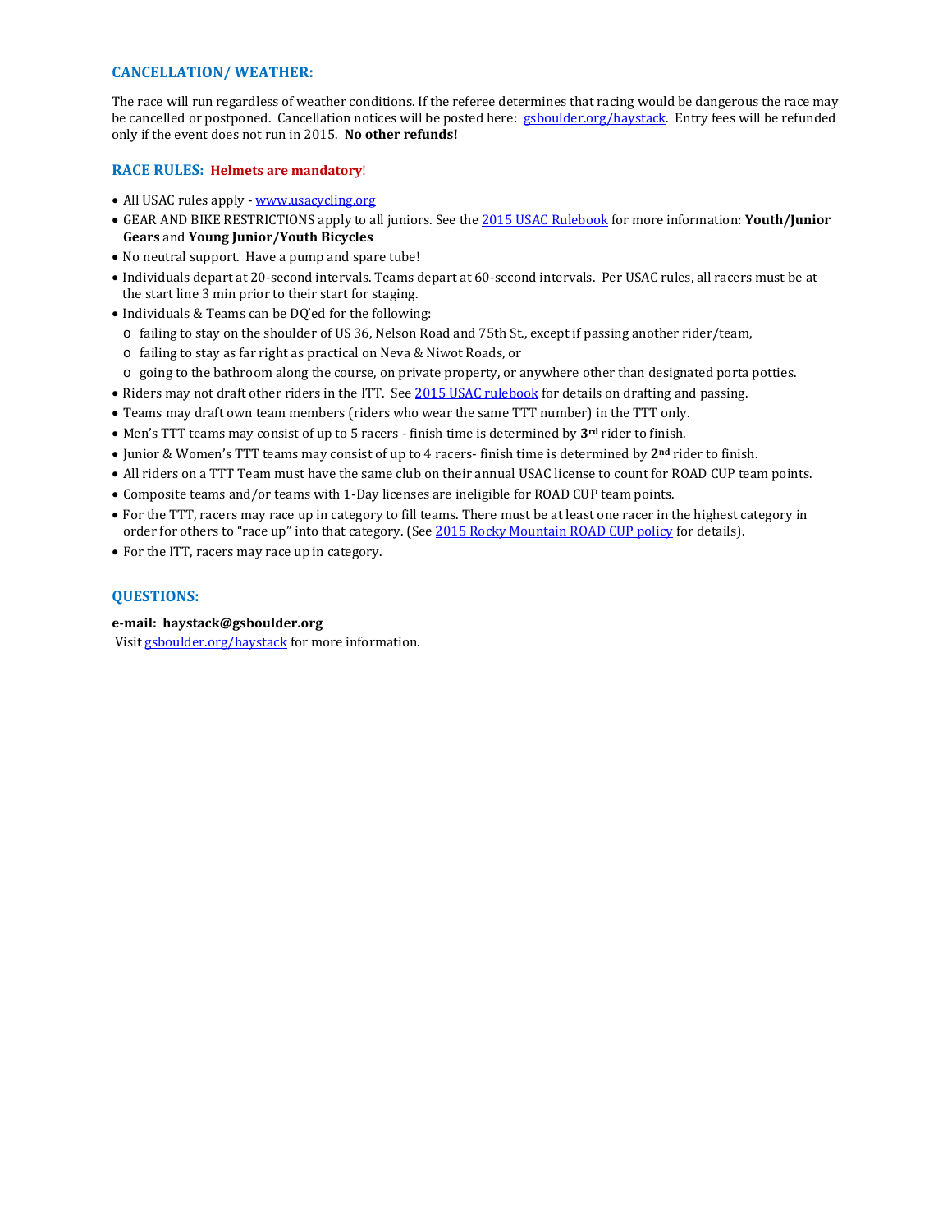### CANCELLATION/ WEATHER:

The race will run regardless of weather conditions. If the referee determines that racing would be dangerous the race may be cancelled or postponed. Cancellation notices will be posted here: gsboulder.org/haystack. Entry fees will be refunded only if the event does not run in 2015. **No other refunds!**

### RACE RULES: **Helmets are mandatory**!

- All USAC rules apply - www.usacycling.org
- GEAR AND BIKE RESTRICTIONS apply to all juniors. See the 2015 USAC Rulebook for more information: **Youth/Junior Gears** and **Young Junior/Youth Bicycles**
- No neutral support. Have a pump and spare tube!
- Individuals depart at 20-second intervals. Teams depart at 60-second intervals. Per USAC rules, all racers must be at the start line 3 min prior to their start for staging.
- Individuals & Teams can be DQ'ed for the following:
  - failing to stay on the shoulder of US 36, Nelson Road and 75th St., except if passing another rider/team,
  - failing to stay as far right as practical on Neva & Niwot Roads, or
  - going to the bathroom along the course, on private property, or anywhere other than designated porta potties.
- Riders may not draft other riders in the ITT. See 2015 USAC rulebook for details on drafting and passing.
- Teams may draft own team members (riders who wear the same TTT number) in the TTT only.
- Men's TTT teams may consist of up to 5 racers - finish time is determined by **3rd** rider to finish.
- Junior & Women's TTT teams may consist of up to 4 racers- finish time is determined by **2nd** rider to finish.
- All riders on a TTT Team must have the same club on their annual USAC license to count for ROAD CUP team points.
- Composite teams and/or teams with 1-Day licenses are ineligible for ROAD CUP team points.
- For the TTT, racers may race up in category to fill teams. There must be at least one racer in the highest category in order for others to "race up" into that category. (See 2015 Rocky Mountain ROAD CUP policy for details).
- For the ITT, racers may race up in category.

### QUESTIONS:

**e-mail: haystack@gsboulder.org**

Visit gsboulder.org/haystack for more information.